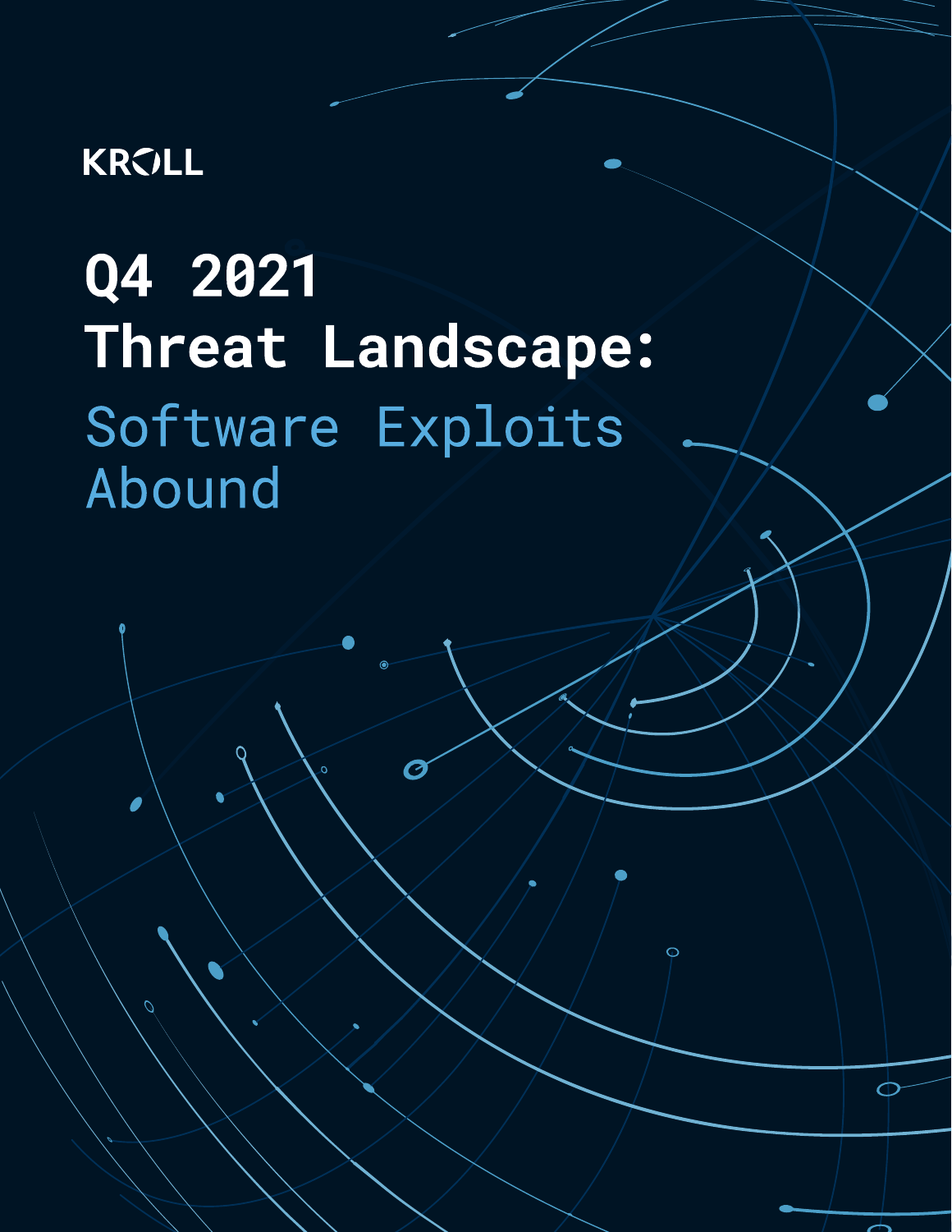KROLL

# Q4 2021 Threat Landscape:

## Software Exploits Abound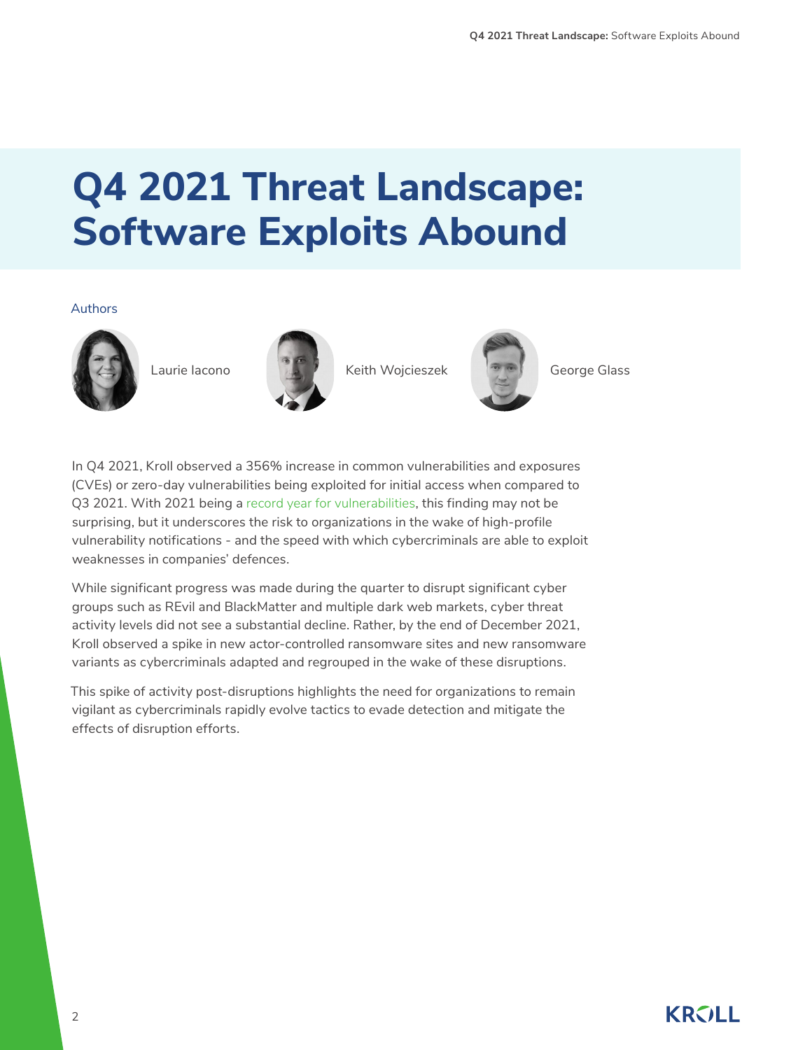# Q4 2021 Threat Landscape: Software Exploits Abound

Authors

Laurie Iacono

Keith Wojcieszek

George Glass

In Q4 2021, Kroll observed a 356% increase in common vulnerabilities and exposures (CVEs) or zero-day vulnerabilities being exploited for initial access when compared to Q3 2021. With 2021 being a record year for vulnerabilities, this finding may not be surprising, but it underscores the risk to organizations in the wake of high-profile vulnerability notifications - and the speed with which cybercriminals are able to exploit weaknesses in companies' defences.

While significant progress was made during the quarter to disrupt significant cyber groups such as REvil and BlackMatter and multiple dark web markets, cyber threat activity levels did not see a substantial decline. Rather, by the end of December 2021, Kroll observed a spike in new actor-controlled ransomware sites and new ransomware variants as cybercriminals adapted and regrouped in the wake of these disruptions.

This spike of activity post-disruptions highlights the need for organizations to remain vigilant as cybercriminals rapidly evolve tactics to evade detection and mitigate the effects of disruption efforts.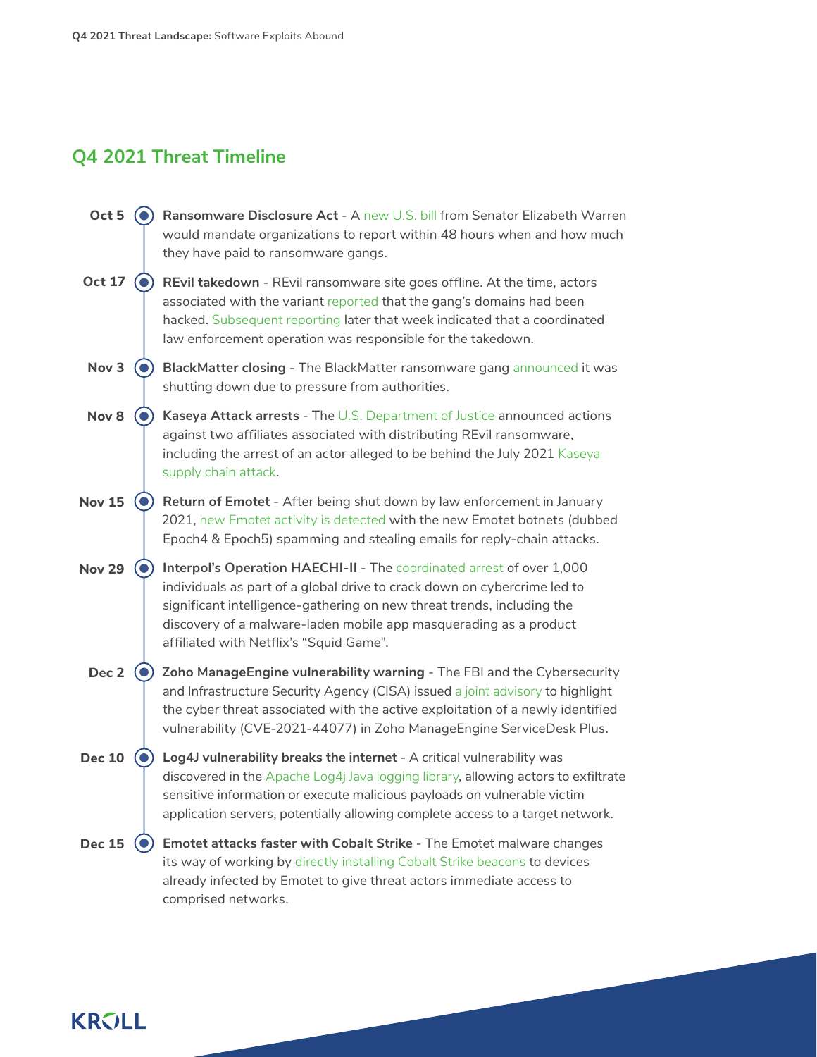## Q4 2021 Threat Timeline

**Oct 5** — **Ransomware Disclosure Act** - A new U.S. bill from Senator Elizabeth Warren would mandate organizations to report within 48 hours when and how much they have paid to ransomware gangs.

**Oct 17** — **REvil takedown** - REvil ransomware site goes offline. At the time, actors associated with the variant reported that the gang's domains had been hacked. Subsequent reporting later that week indicated that a coordinated law enforcement operation was responsible for the takedown.

**Nov 3** — **BlackMatter closing** - The BlackMatter ransomware gang announced it was shutting down due to pressure from authorities.

**Nov 8** — **Kaseya Attack arrests** - The U.S. Department of Justice announced actions against two affiliates associated with distributing REvil ransomware, including the arrest of an actor alleged to be behind the July 2021 Kaseya supply chain attack.

**Nov 15** — **Return of Emotet** - After being shut down by law enforcement in January 2021, new Emotet activity is detected with the new Emotet botnets (dubbed Epoch4 & Epoch5) spamming and stealing emails for reply-chain attacks.

**Nov 29** — **Interpol's Operation HAECHI-II** - The coordinated arrest of over 1,000 individuals as part of a global drive to crack down on cybercrime led to significant intelligence-gathering on new threat trends, including the discovery of a malware-laden mobile app masquerading as a product affiliated with Netflix's "Squid Game".

**Dec 2** — **Zoho ManageEngine vulnerability warning** - The FBI and the Cybersecurity and Infrastructure Security Agency (CISA) issued a joint advisory to highlight the cyber threat associated with the active exploitation of a newly identified vulnerability (CVE-2021-44077) in Zoho ManageEngine ServiceDesk Plus.

**Dec 10** — **Log4J vulnerability breaks the internet** - A critical vulnerability was discovered in the Apache Log4j Java logging library, allowing actors to exfiltrate sensitive information or execute malicious payloads on vulnerable victim application servers, potentially allowing complete access to a target network.

**Dec 15** — **Emotet attacks faster with Cobalt Strike** - The Emotet malware changes its way of working by directly installing Cobalt Strike beacons to devices already infected by Emotet to give threat actors immediate access to comprised networks.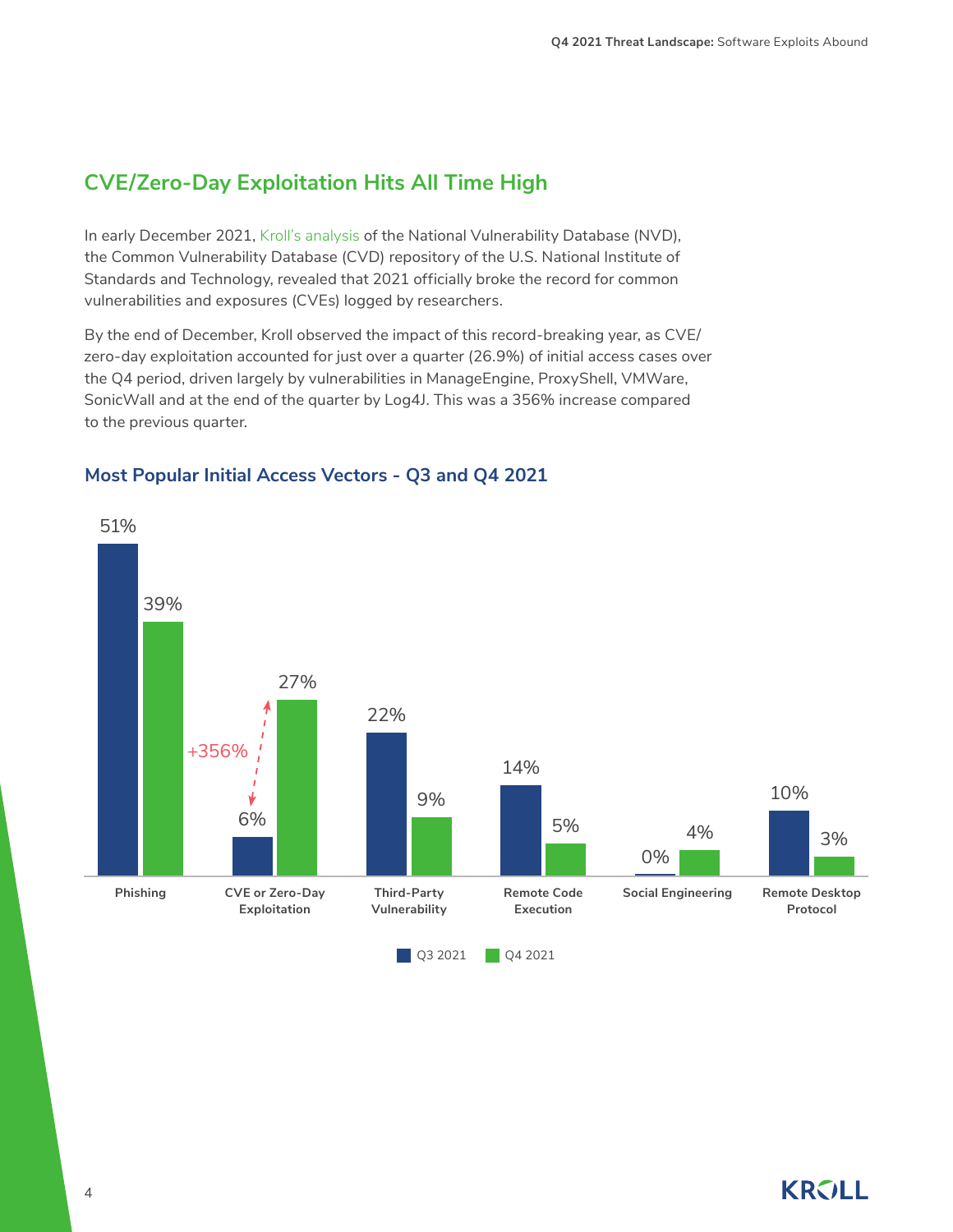## CVE/Zero-Day Exploitation Hits All Time High

In early December 2021, Kroll's analysis of the National Vulnerability Database (NVD), the Common Vulnerability Database (CVD) repository of the U.S. National Institute of Standards and Technology, revealed that 2021 officially broke the record for common vulnerabilities and exposures (CVEs) logged by researchers.

By the end of December, Kroll observed the impact of this record-breaking year, as CVE/zero-day exploitation accounted for just over a quarter (26.9%) of initial access cases over the Q4 period, driven largely by vulnerabilities in ManageEngine, ProxyShell, VMWare, SonicWall and at the end of the quarter by Log4J. This was a 356% increase compared to the previous quarter.

### Most Popular Initial Access Vectors - Q3 and Q4 2021

| | Q3 2021 | Q4 2021 |
|---|---|---|
| Phishing | 51% | 39% |
| CVE or Zero-Day Exploitation | 6% | 27% |
| Third-Party Vulnerability | 22% | 9% |
| Remote Code Execution | 14% | 5% |
| Social Engineering | 0% | 4% |
| Remote Desktop Protocol | 10% | 3% |

+356% (CVE or Zero-Day Exploitation, Q3 to Q4)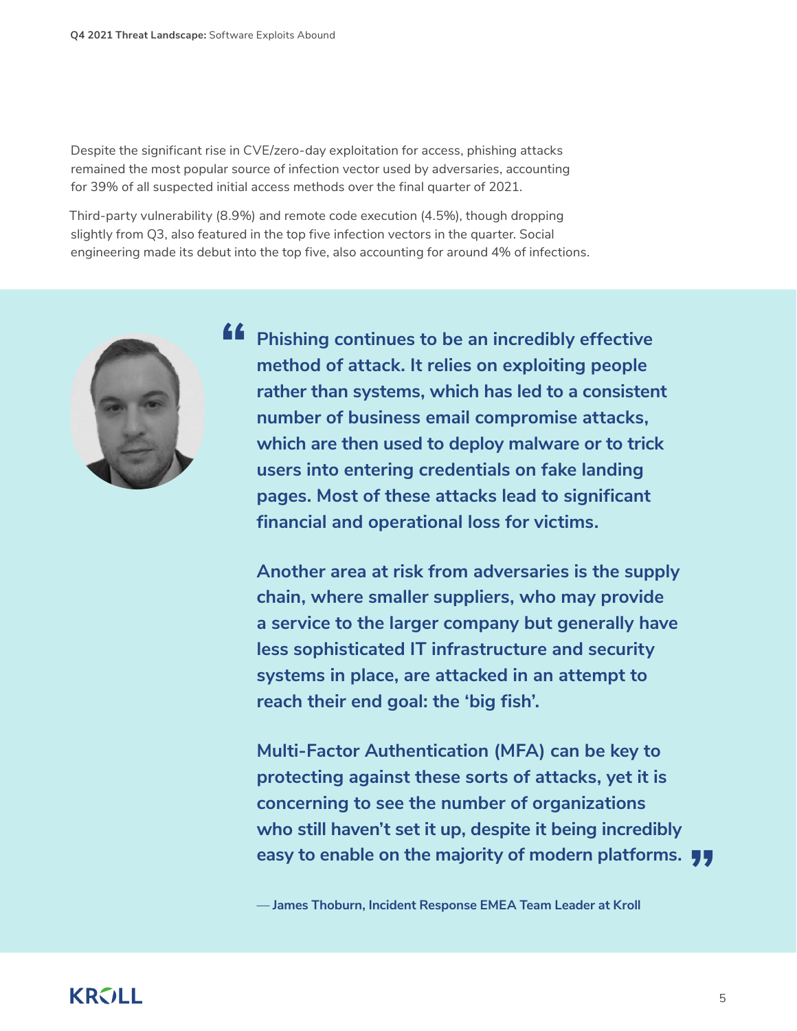Despite the significant rise in CVE/zero-day exploitation for access, phishing attacks remained the most popular source of infection vector used by adversaries, accounting for 39% of all suspected initial access methods over the final quarter of 2021.

Third-party vulnerability (8.9%) and remote code execution (4.5%), though dropping slightly from Q3, also featured in the top five infection vectors in the quarter. Social engineering made its debut into the top five, also accounting for around 4% of infections.

> **"Phishing continues to be an incredibly effective method of attack. It relies on exploiting people rather than systems, which has led to a consistent number of business email compromise attacks, which are then used to deploy malware or to trick users into entering credentials on fake landing pages. Most of these attacks lead to significant financial and operational loss for victims.**
>
> **Another area at risk from adversaries is the supply chain, where smaller suppliers, who may provide a service to the larger company but generally have less sophisticated IT infrastructure and security systems in place, are attacked in an attempt to reach their end goal: the 'big fish'.**
>
> **Multi-Factor Authentication (MFA) can be key to protecting against these sorts of attacks, yet it is concerning to see the number of organizations who still haven't set it up, despite it being incredibly easy to enable on the majority of modern platforms."**
>
> **— James Thoburn, Incident Response EMEA Team Leader at Kroll**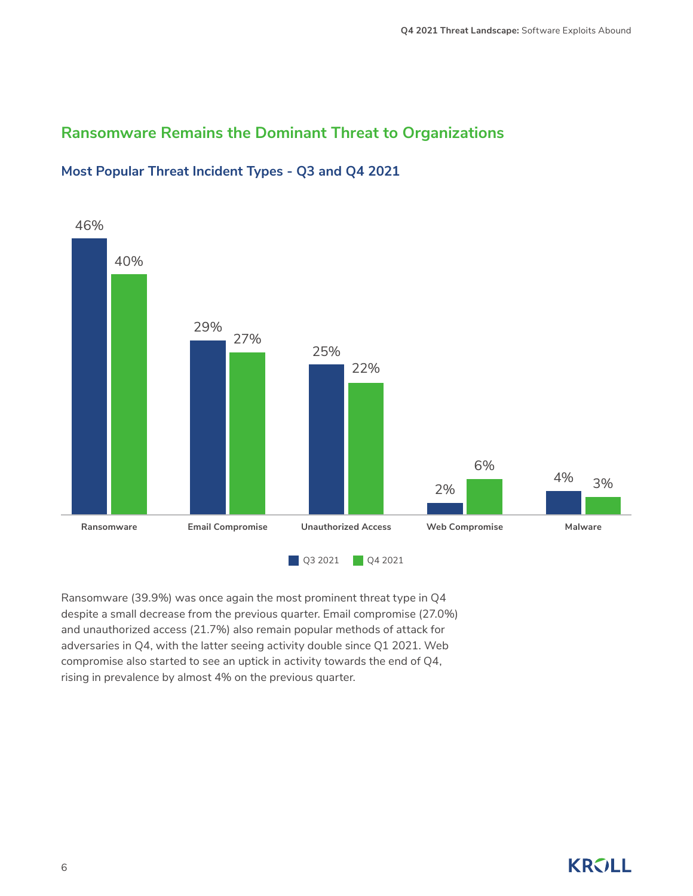## Ransomware Remains the Dominant Threat to Organizations

### Most Popular Threat Incident Types - Q3 and Q4 2021

| Threat Type | Q3 2021 | Q4 2021 |
|---|---|---|
| Ransomware | 46% | 40% |
| Email Compromise | 29% | 27% |
| Unauthorized Access | 25% | 22% |
| Web Compromise | 2% | 6% |
| Malware | 4% | 3% |

Ransomware (39.9%) was once again the most prominent threat type in Q4 despite a small decrease from the previous quarter. Email compromise (27.0%) and unauthorized access (21.7%) also remain popular methods of attack for adversaries in Q4, with the latter seeing activity double since Q1 2021. Web compromise also started to see an uptick in activity towards the end of Q4, rising in prevalence by almost 4% on the previous quarter.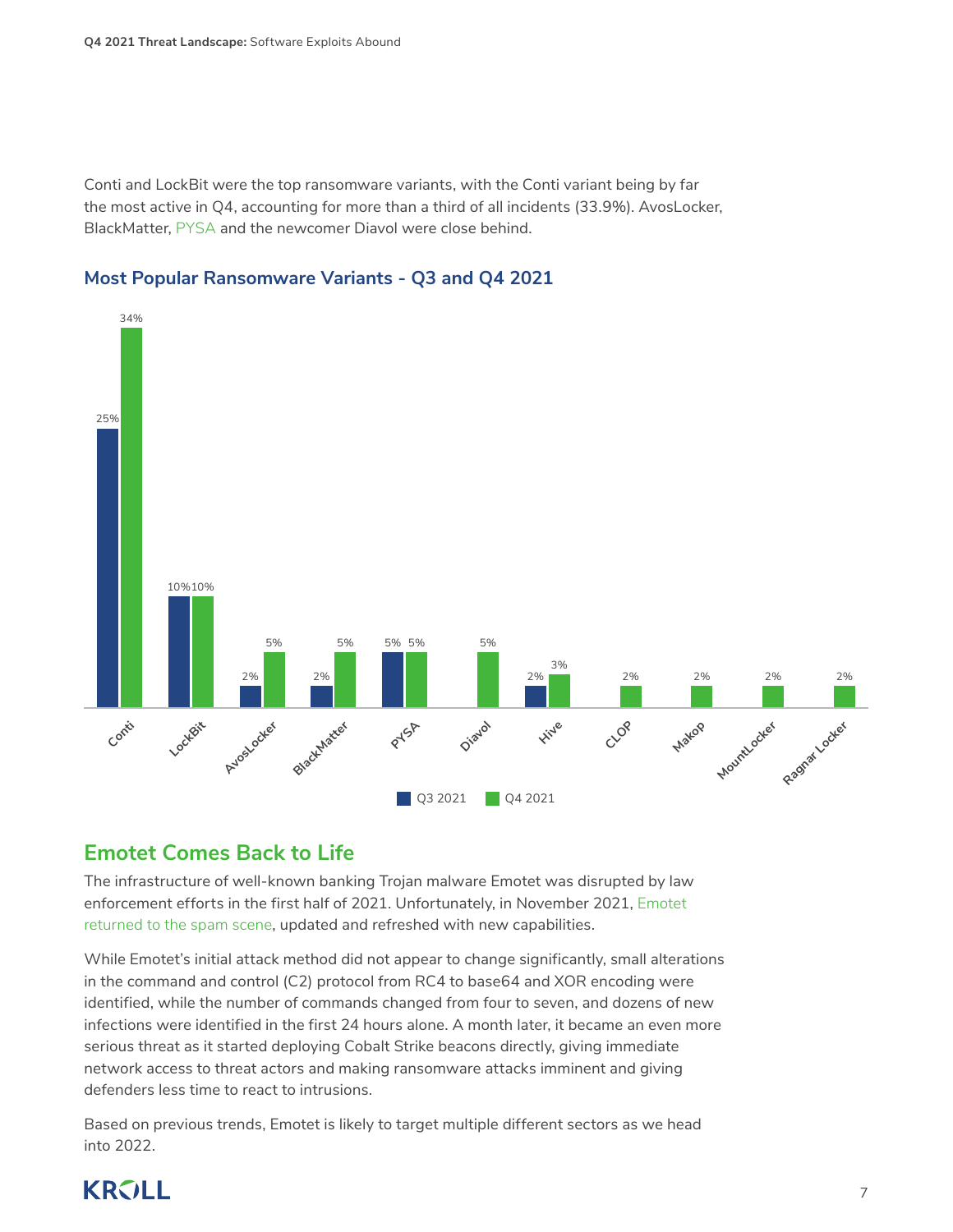Conti and LockBit were the top ransomware variants, with the Conti variant being by far the most active in Q4, accounting for more than a third of all incidents (33.9%). AvosLocker, BlackMatter, PYSA and the newcomer Diavol were close behind.

### Most Popular Ransomware Variants - Q3 and Q4 2021

| Variant | Q3 2021 | Q4 2021 |
|---|---|---|
| Conti | 25% | 34% |
| LockBit | 10% | 10% |
| AvosLocker | 2% | 5% |
| BlackMatter | 2% | 5% |
| PYSA | 5% | 5% |
| Diavol | | 5% |
| Hive | 2% | 3% |
| CLOP | | 2% |
| MakoP | | 2% |
| MountLocker | | 2% |
| Ragnar Locker | | 2% |

## Emotet Comes Back to Life

The infrastructure of well-known banking Trojan malware Emotet was disrupted by law enforcement efforts in the first half of 2021. Unfortunately, in November 2021, Emotet returned to the spam scene, updated and refreshed with new capabilities.

While Emotet's initial attack method did not appear to change significantly, small alterations in the command and control (C2) protocol from RC4 to base64 and XOR encoding were identified, while the number of commands changed from four to seven, and dozens of new infections were identified in the first 24 hours alone. A month later, it became an even more serious threat as it started deploying Cobalt Strike beacons directly, giving immediate network access to threat actors and making ransomware attacks imminent and giving defenders less time to react to intrusions.

Based on previous trends, Emotet is likely to target multiple different sectors as we head into 2022.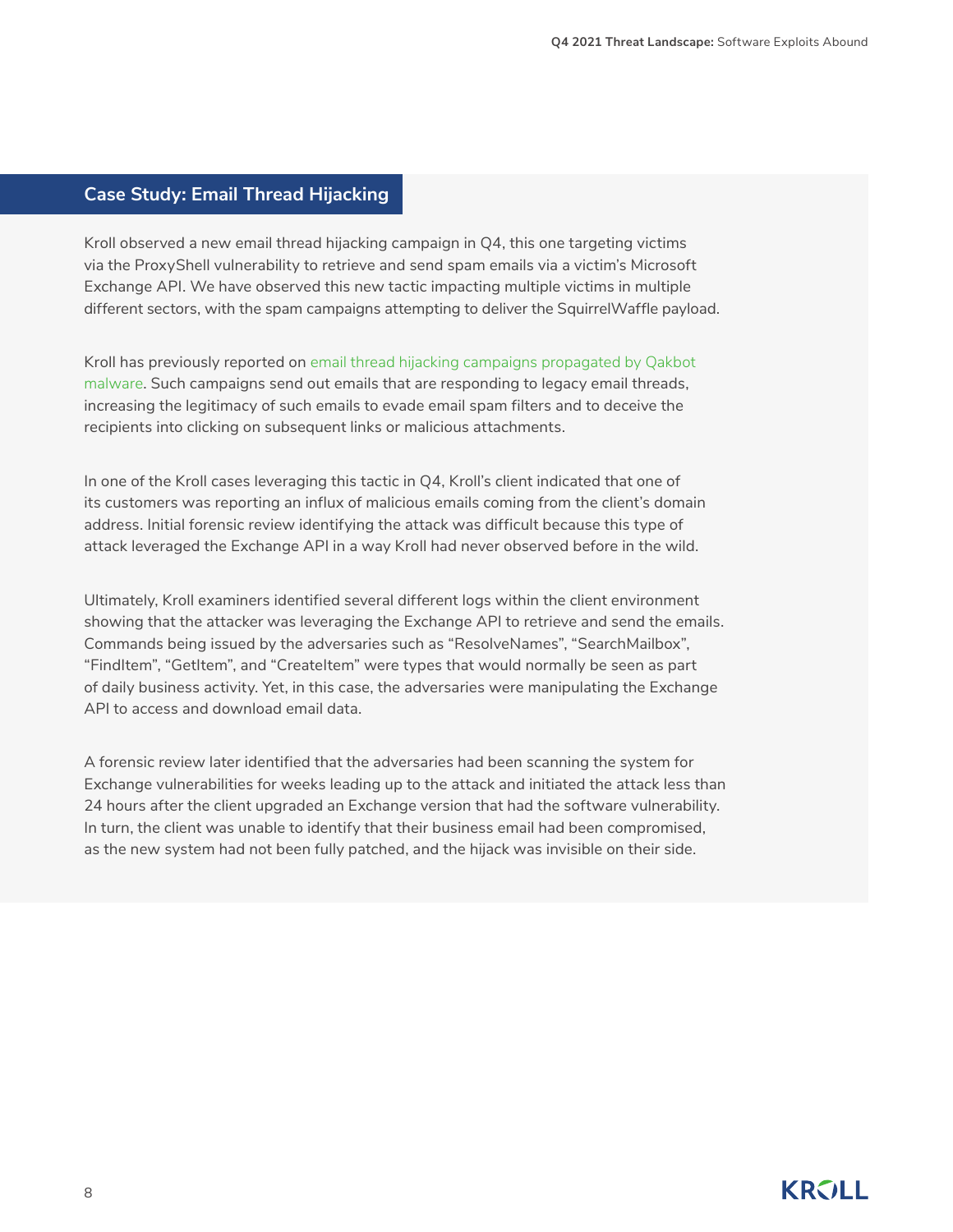## Case Study: Email Thread Hijacking

Kroll observed a new email thread hijacking campaign in Q4, this one targeting victims via the ProxyShell vulnerability to retrieve and send spam emails via a victim's Microsoft Exchange API. We have observed this new tactic impacting multiple victims in multiple different sectors, with the spam campaigns attempting to deliver the SquirrelWaffle payload.

Kroll has previously reported on email thread hijacking campaigns propagated by Qakbot malware. Such campaigns send out emails that are responding to legacy email threads, increasing the legitimacy of such emails to evade email spam filters and to deceive the recipients into clicking on subsequent links or malicious attachments.

In one of the Kroll cases leveraging this tactic in Q4, Kroll's client indicated that one of its customers was reporting an influx of malicious emails coming from the client's domain address. Initial forensic review identifying the attack was difficult because this type of attack leveraged the Exchange API in a way Kroll had never observed before in the wild.

Ultimately, Kroll examiners identified several different logs within the client environment showing that the attacker was leveraging the Exchange API to retrieve and send the emails. Commands being issued by the adversaries such as "ResolveNames", "SearchMailbox", "FindItem", "GetItem", and "CreateItem" were types that would normally be seen as part of daily business activity. Yet, in this case, the adversaries were manipulating the Exchange API to access and download email data.

A forensic review later identified that the adversaries had been scanning the system for Exchange vulnerabilities for weeks leading up to the attack and initiated the attack less than 24 hours after the client upgraded an Exchange version that had the software vulnerability. In turn, the client was unable to identify that their business email had been compromised, as the new system had not been fully patched, and the hijack was invisible on their side.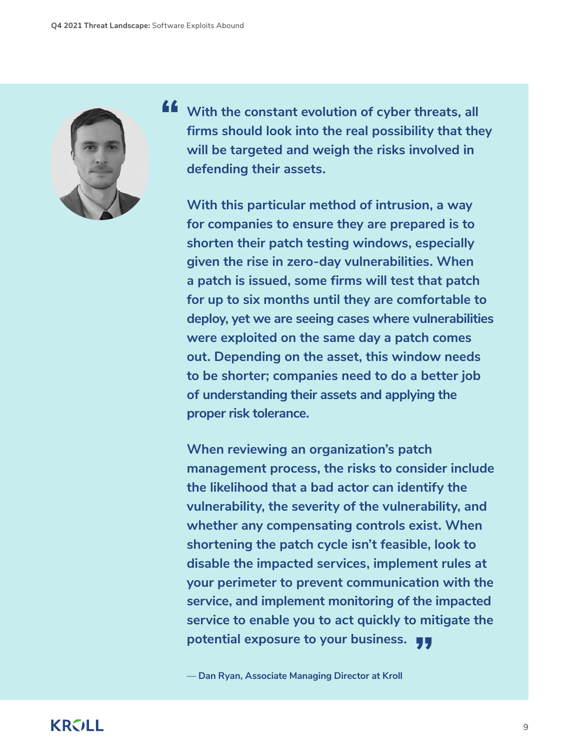> **With the constant evolution of cyber threats, all firms should look into the real possibility that they will be targeted and weigh the risks involved in defending their assets.**
>
> **With this particular method of intrusion, a way for companies to ensure they are prepared is to shorten their patch testing windows, especially given the rise in zero-day vulnerabilities. When a patch is issued, some firms will test that patch for up to six months until they are comfortable to deploy, yet we are seeing cases where vulnerabilities were exploited on the same day a patch comes out. Depending on the asset, this window needs to be shorter; companies need to do a better job of understanding their assets and applying the proper risk tolerance.**
>
> **When reviewing an organization's patch management process, the risks to consider include the likelihood that a bad actor can identify the vulnerability, the severity of the vulnerability, and whether any compensating controls exist. When shortening the patch cycle isn't feasible, look to disable the impacted services, implement rules at your perimeter to prevent communication with the service, and implement monitoring of the impacted service to enable you to act quickly to mitigate the potential exposure to your business.**

**— Dan Ryan, Associate Managing Director at Kroll**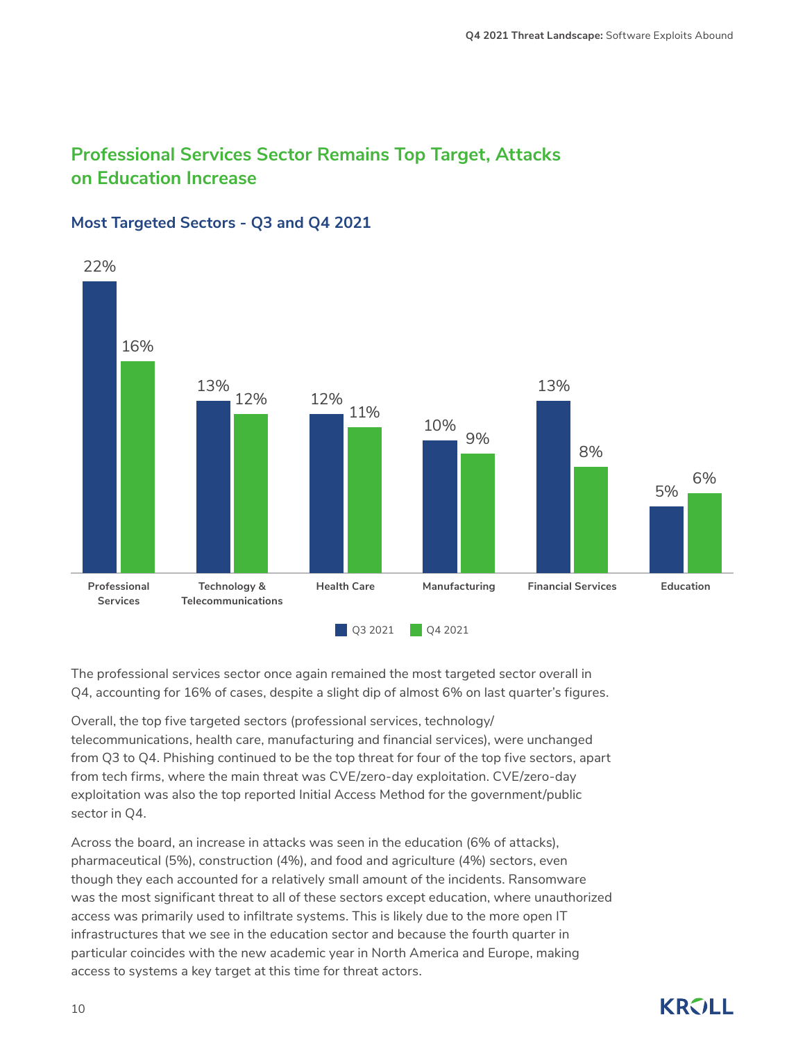## Professional Services Sector Remains Top Target, Attacks on Education Increase

### Most Targeted Sectors - Q3 and Q4 2021

| Sector | Q3 2021 | Q4 2021 |
|---|---|---|
| Professional Services | 22% | 16% |
| Technology & Telecommunications | 13% | 12% |
| Health Care | 12% | 11% |
| Manufacturing | 10% | 9% |
| Financial Services | 13% | 8% |
| Education | 5% | 6% |

The professional services sector once again remained the most targeted sector overall in Q4, accounting for 16% of cases, despite a slight dip of almost 6% on last quarter's figures.

Overall, the top five targeted sectors (professional services, technology/telecommunications, health care, manufacturing and financial services), were unchanged from Q3 to Q4. Phishing continued to be the top threat for four of the top five sectors, apart from tech firms, where the main threat was CVE/zero-day exploitation. CVE/zero-day exploitation was also the top reported Initial Access Method for the government/public sector in Q4.

Across the board, an increase in attacks was seen in the education (6% of attacks), pharmaceutical (5%), construction (4%), and food and agriculture (4%) sectors, even though they each accounted for a relatively small amount of the incidents. Ransomware was the most significant threat to all of these sectors except education, where unauthorized access was primarily used to infiltrate systems. This is likely due to the more open IT infrastructures that we see in the education sector and because the fourth quarter in particular coincides with the new academic year in North America and Europe, making access to systems a key target at this time for threat actors.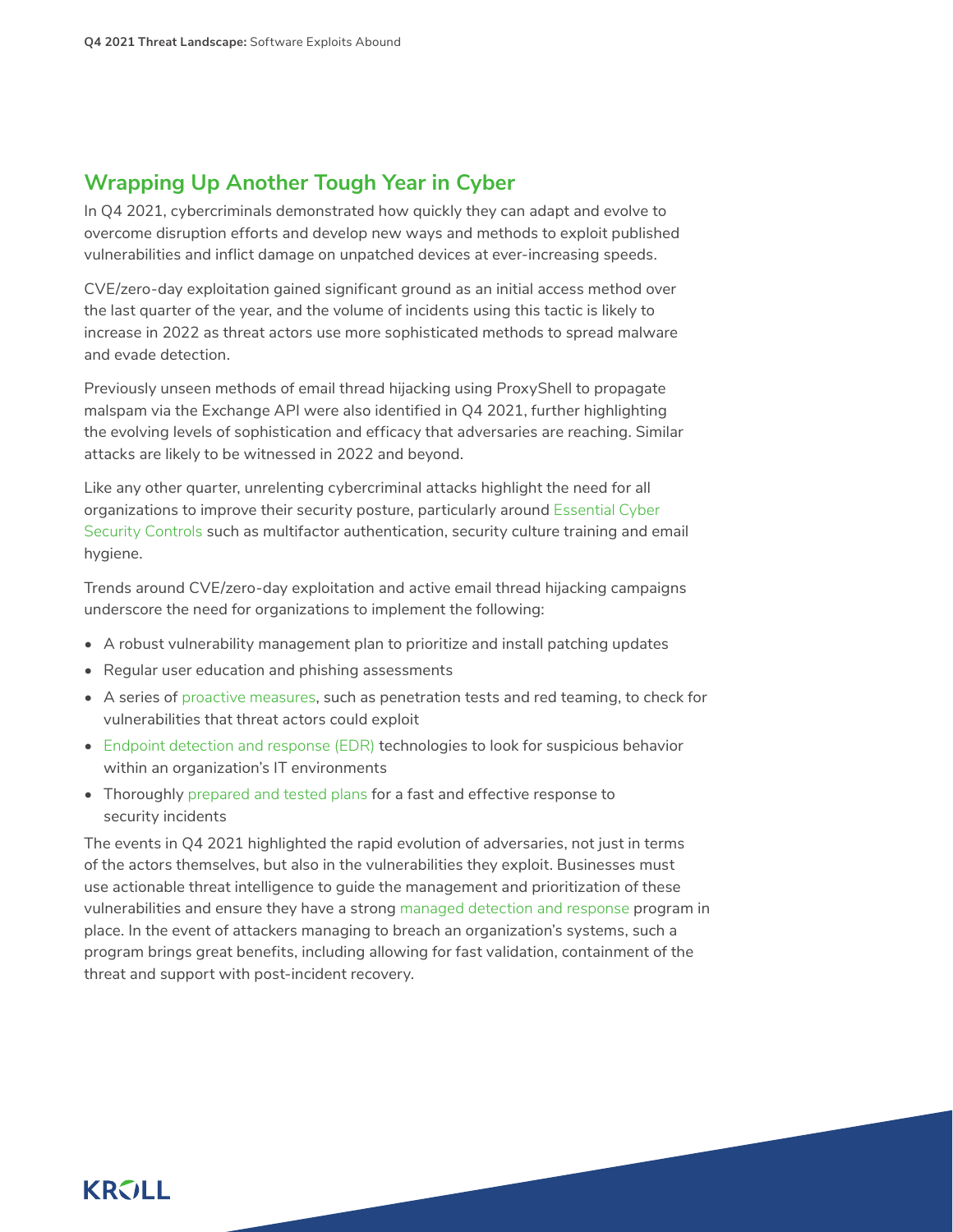## Wrapping Up Another Tough Year in Cyber

In Q4 2021, cybercriminals demonstrated how quickly they can adapt and evolve to overcome disruption efforts and develop new ways and methods to exploit published vulnerabilities and inflict damage on unpatched devices at ever-increasing speeds.

CVE/zero-day exploitation gained significant ground as an initial access method over the last quarter of the year, and the volume of incidents using this tactic is likely to increase in 2022 as threat actors use more sophisticated methods to spread malware and evade detection.

Previously unseen methods of email thread hijacking using ProxyShell to propagate malspam via the Exchange API were also identified in Q4 2021, further highlighting the evolving levels of sophistication and efficacy that adversaries are reaching. Similar attacks are likely to be witnessed in 2022 and beyond.

Like any other quarter, unrelenting cybercriminal attacks highlight the need for all organizations to improve their security posture, particularly around Essential Cyber Security Controls such as multifactor authentication, security culture training and email hygiene.

Trends around CVE/zero-day exploitation and active email thread hijacking campaigns underscore the need for organizations to implement the following:

- A robust vulnerability management plan to prioritize and install patching updates
- Regular user education and phishing assessments
- A series of proactive measures, such as penetration tests and red teaming, to check for vulnerabilities that threat actors could exploit
- Endpoint detection and response (EDR) technologies to look for suspicious behavior within an organization's IT environments
- Thoroughly prepared and tested plans for a fast and effective response to security incidents

The events in Q4 2021 highlighted the rapid evolution of adversaries, not just in terms of the actors themselves, but also in the vulnerabilities they exploit. Businesses must use actionable threat intelligence to guide the management and prioritization of these vulnerabilities and ensure they have a strong managed detection and response program in place. In the event of attackers managing to breach an organization's systems, such a program brings great benefits, including allowing for fast validation, containment of the threat and support with post-incident recovery.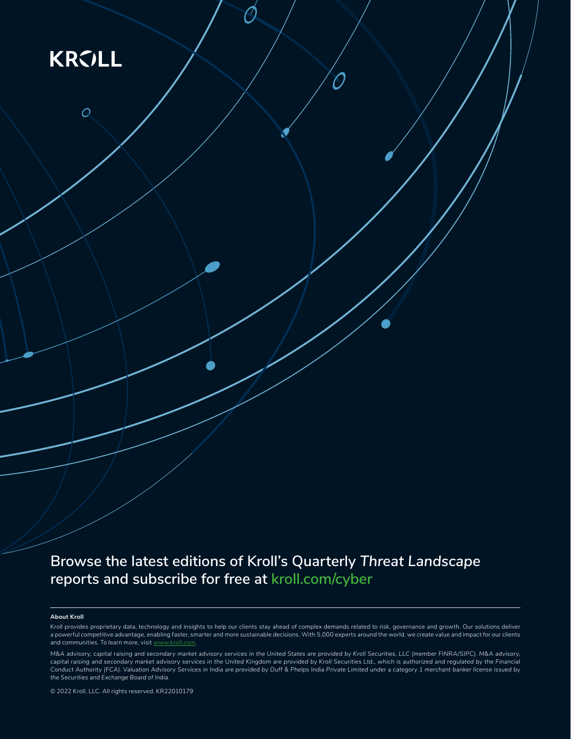KROLL

## Browse the latest editions of Kroll's Quarterly *Threat Landscape* reports and subscribe for free at kroll.com/cyber

**About Kroll**

Kroll provides proprietary data, technology and insights to help our clients stay ahead of complex demands related to risk, governance and growth. Our solutions deliver a powerful competitive advantage, enabling faster, smarter and more sustainable decisions. With 5,000 experts around the world, we create value and impact for our clients and communities. To learn more, visit www.kroll.com.

*M&A advisory, capital raising and secondary market advisory services in the United States are provided by Kroll Securities, LLC (member FINRA/SIPC). M&A advisory, capital raising and secondary market advisory services in the United Kingdom are provided by Kroll Securities Ltd., which is authorized and regulated by the Financial Conduct Authority (FCA). Valuation Advisory Services in India are provided by Duff & Phelps India Private Limited under a category 1 merchant banker license issued by the Securities and Exchange Board of India*

© 2022 Kroll, LLC. All rights reserved. KR22010179